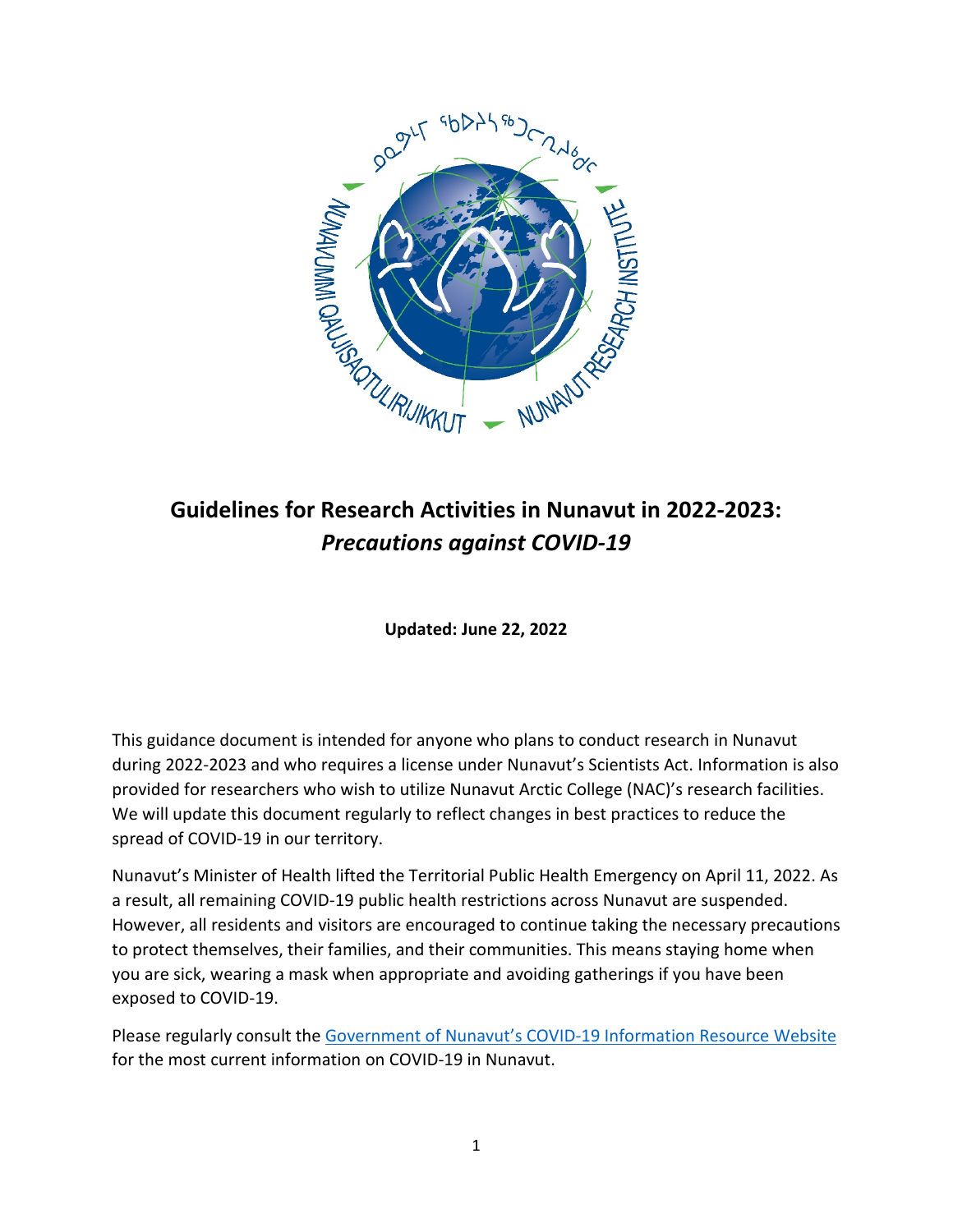# Guidelines for Research Activities in Nunavut in 2022-2023: *Precautions against COVID-19*

**Updated: June 22, 2022**

This guidance document is intended for anyone who plans to conduct research in Nunavut during 2022-2023 and who requires a license under Nunavut's Scientists Act. Information is also provided for researchers who wish to utilize Nunavut Arctic College (NAC)'s research facilities. We will update this document regularly to reflect changes in best practices to reduce the spread of COVID-19 in our territory.

Nunavut's Minister of Health lifted the Territorial Public Health Emergency on April 11, 2022. As a result, all remaining COVID-19 public health restrictions across Nunavut are suspended. However, all residents and visitors are encouraged to continue taking the necessary precautions to protect themselves, their families, and their communities. This means staying home when you are sick, wearing a mask when appropriate and avoiding gatherings if you have been exposed to COVID-19.

Please regularly consult the Government of Nunavut's COVID-19 Information Resource Website for the most current information on COVID-19 in Nunavut.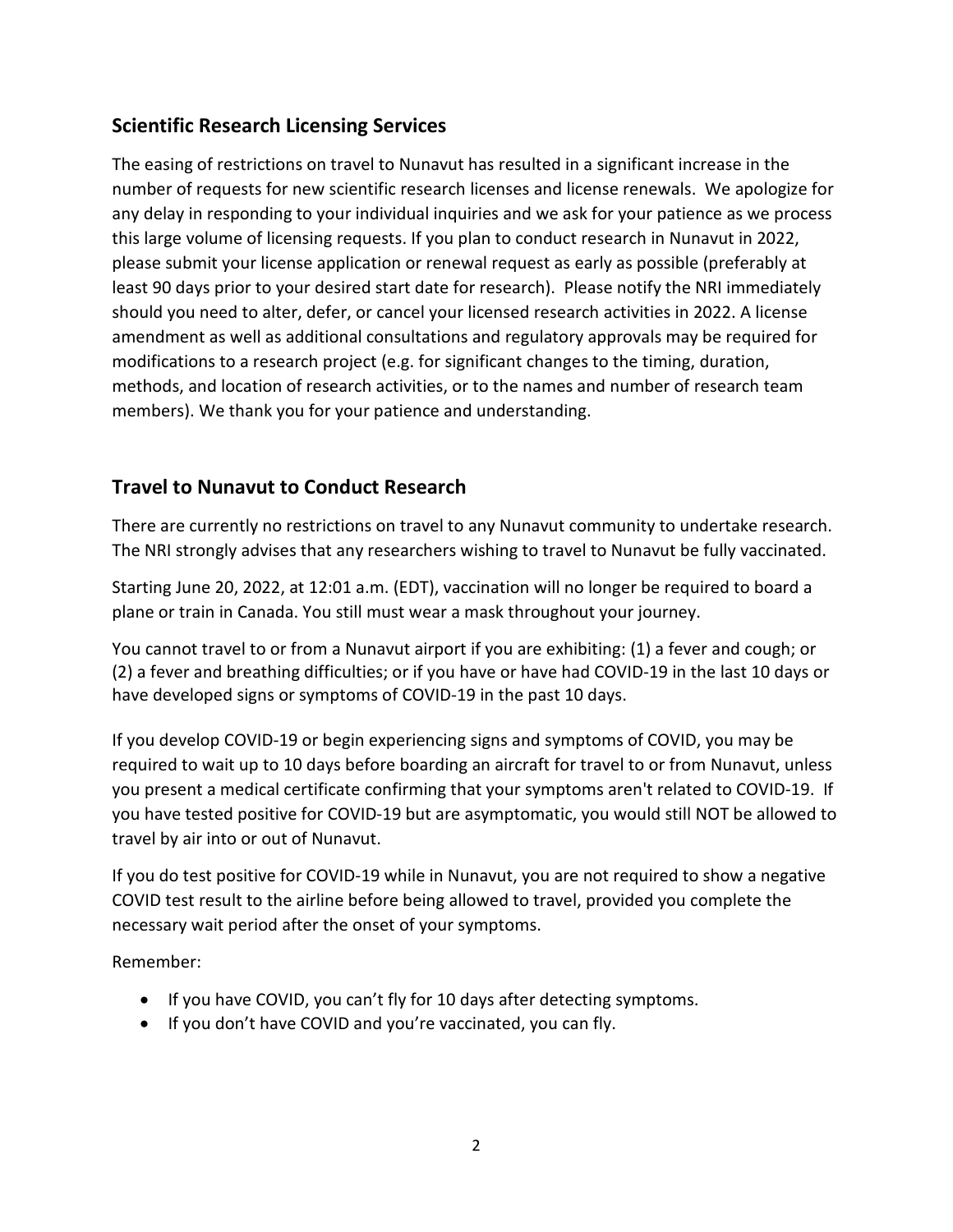## Scientific Research Licensing Services

The easing of restrictions on travel to Nunavut has resulted in a significant increase in the number of requests for new scientific research licenses and license renewals. We apologize for any delay in responding to your individual inquiries and we ask for your patience as we process this large volume of licensing requests. If you plan to conduct research in Nunavut in 2022, please submit your license application or renewal request as early as possible (preferably at least 90 days prior to your desired start date for research). Please notify the NRI immediately should you need to alter, defer, or cancel your licensed research activities in 2022. A license amendment as well as additional consultations and regulatory approvals may be required for modifications to a research project (e.g. for significant changes to the timing, duration, methods, and location of research activities, or to the names and number of research team members). We thank you for your patience and understanding.

## Travel to Nunavut to Conduct Research

There are currently no restrictions on travel to any Nunavut community to undertake research. The NRI strongly advises that any researchers wishing to travel to Nunavut be fully vaccinated.

Starting June 20, 2022, at 12:01 a.m. (EDT), vaccination will no longer be required to board a plane or train in Canada. You still must wear a mask throughout your journey.

You cannot travel to or from a Nunavut airport if you are exhibiting: (1) a fever and cough; or (2) a fever and breathing difficulties; or if you have or have had COVID-19 in the last 10 days or have developed signs or symptoms of COVID-19 in the past 10 days.

If you develop COVID-19 or begin experiencing signs and symptoms of COVID, you may be required to wait up to 10 days before boarding an aircraft for travel to or from Nunavut, unless you present a medical certificate confirming that your symptoms aren't related to COVID-19. If you have tested positive for COVID-19 but are asymptomatic, you would still NOT be allowed to travel by air into or out of Nunavut.

If you do test positive for COVID-19 while in Nunavut, you are not required to show a negative COVID test result to the airline before being allowed to travel, provided you complete the necessary wait period after the onset of your symptoms.

Remember:

- If you have COVID, you can't fly for 10 days after detecting symptoms.
- If you don't have COVID and you're vaccinated, you can fly.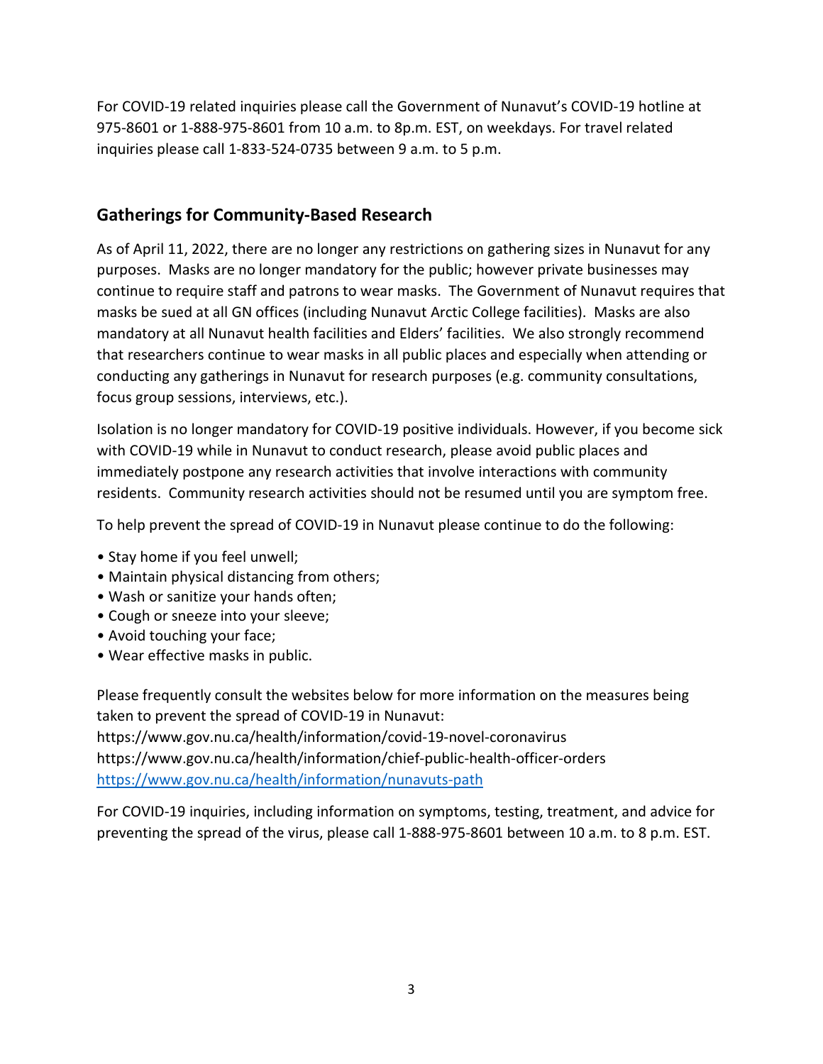For COVID-19 related inquiries please call the Government of Nunavut's COVID-19 hotline at 975-8601 or 1-888-975-8601 from 10 a.m. to 8p.m. EST, on weekdays. For travel related inquiries please call 1-833-524-0735 between 9 a.m. to 5 p.m.

## Gatherings for Community-Based Research

As of April 11, 2022, there are no longer any restrictions on gathering sizes in Nunavut for any purposes. Masks are no longer mandatory for the public; however private businesses may continue to require staff and patrons to wear masks. The Government of Nunavut requires that masks be sued at all GN offices (including Nunavut Arctic College facilities). Masks are also mandatory at all Nunavut health facilities and Elders' facilities. We also strongly recommend that researchers continue to wear masks in all public places and especially when attending or conducting any gatherings in Nunavut for research purposes (e.g. community consultations, focus group sessions, interviews, etc.).

Isolation is no longer mandatory for COVID-19 positive individuals. However, if you become sick with COVID-19 while in Nunavut to conduct research, please avoid public places and immediately postpone any research activities that involve interactions with community residents. Community research activities should not be resumed until you are symptom free.

To help prevent the spread of COVID-19 in Nunavut please continue to do the following:

- Stay home if you feel unwell;
- Maintain physical distancing from others;
- Wash or sanitize your hands often;
- Cough or sneeze into your sleeve;
- Avoid touching your face;
- Wear effective masks in public.

Please frequently consult the websites below for more information on the measures being taken to prevent the spread of COVID-19 in Nunavut:
https://www.gov.nu.ca/health/information/covid-19-novel-coronavirus
https://www.gov.nu.ca/health/information/chief-public-health-officer-orders
https://www.gov.nu.ca/health/information/nunavuts-path

For COVID-19 inquiries, including information on symptoms, testing, treatment, and advice for preventing the spread of the virus, please call 1-888-975-8601 between 10 a.m. to 8 p.m. EST.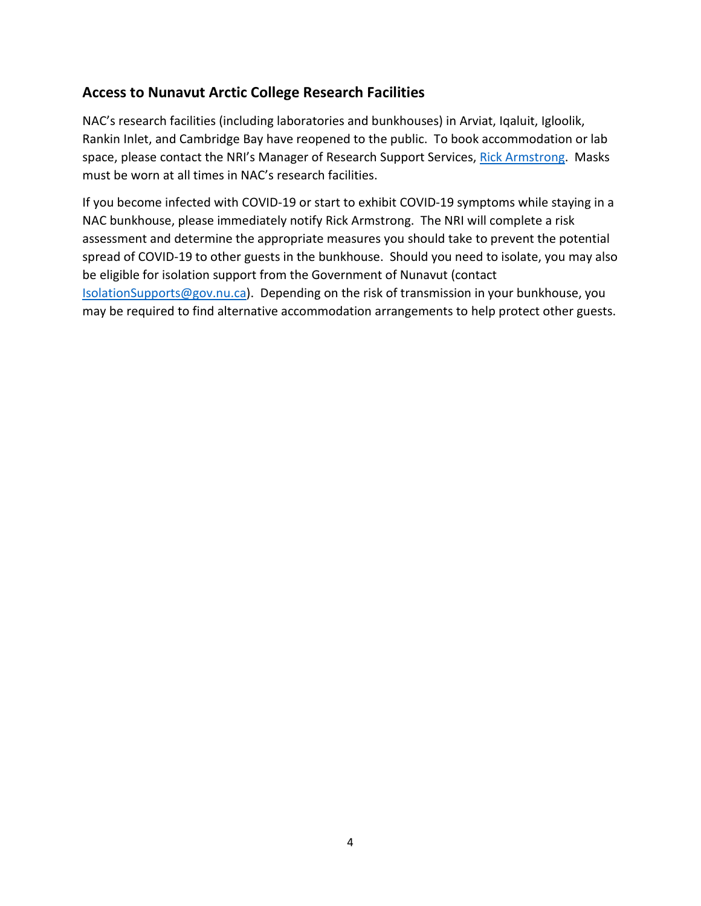## Access to Nunavut Arctic College Research Facilities

NAC's research facilities (including laboratories and bunkhouses) in Arviat, Iqaluit, Igloolik, Rankin Inlet, and Cambridge Bay have reopened to the public. To book accommodation or lab space, please contact the NRI's Manager of Research Support Services, Rick Armstrong. Masks must be worn at all times in NAC's research facilities.

If you become infected with COVID-19 or start to exhibit COVID-19 symptoms while staying in a NAC bunkhouse, please immediately notify Rick Armstrong. The NRI will complete a risk assessment and determine the appropriate measures you should take to prevent the potential spread of COVID-19 to other guests in the bunkhouse. Should you need to isolate, you may also be eligible for isolation support from the Government of Nunavut (contact IsolationSupports@gov.nu.ca). Depending on the risk of transmission in your bunkhouse, you may be required to find alternative accommodation arrangements to help protect other guests.